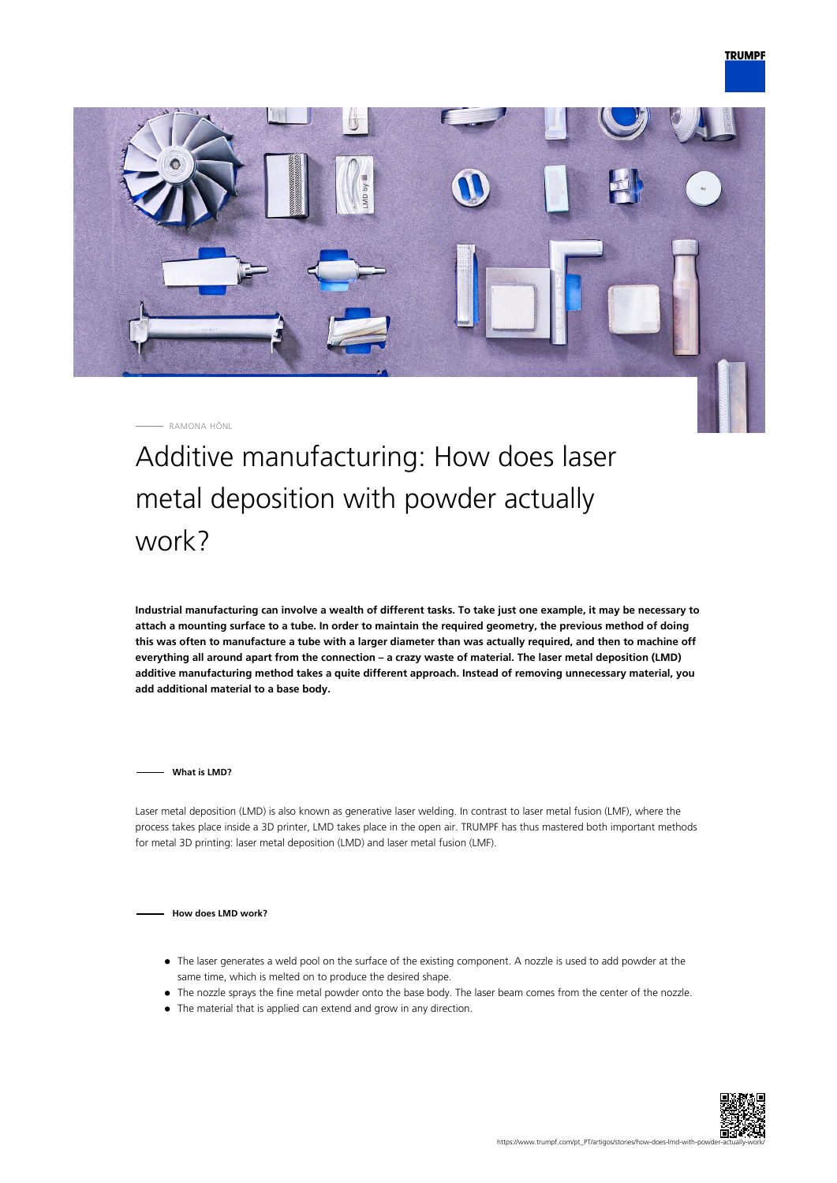RAMONA HÖNL

# Additive manufacturing: How does laser metal deposition with powder actually work?

**Industrial manufacturing can involve a wealth of different tasks. To take just one example, it may be necessary to attach a mounting surface to a tube. In order to maintain the required geometry, the previous method of doing this was often to manufacture a tube with a larger diameter than was actually required, and then to machine off everything all around apart from the connection – a crazy waste of material. The laser metal deposition (LMD) additive manufacturing method takes a quite different approach. Instead of removing unnecessary material, you add additional material to a base body.**

## What is LMD?

Laser metal deposition (LMD) is also known as generative laser welding. In contrast to laser metal fusion (LMF), where the process takes place inside a 3D printer, LMD takes place in the open air. TRUMPF has thus mastered both important methods for metal 3D printing: laser metal deposition (LMD) and laser metal fusion (LMF).

## How does LMD work?

- The laser generates a weld pool on the surface of the existing component. A nozzle is used to add powder at the same time, which is melted on to produce the desired shape.
- The nozzle sprays the fine metal powder onto the base body. The laser beam comes from the center of the nozzle.
- The material that is applied can extend and grow in any direction.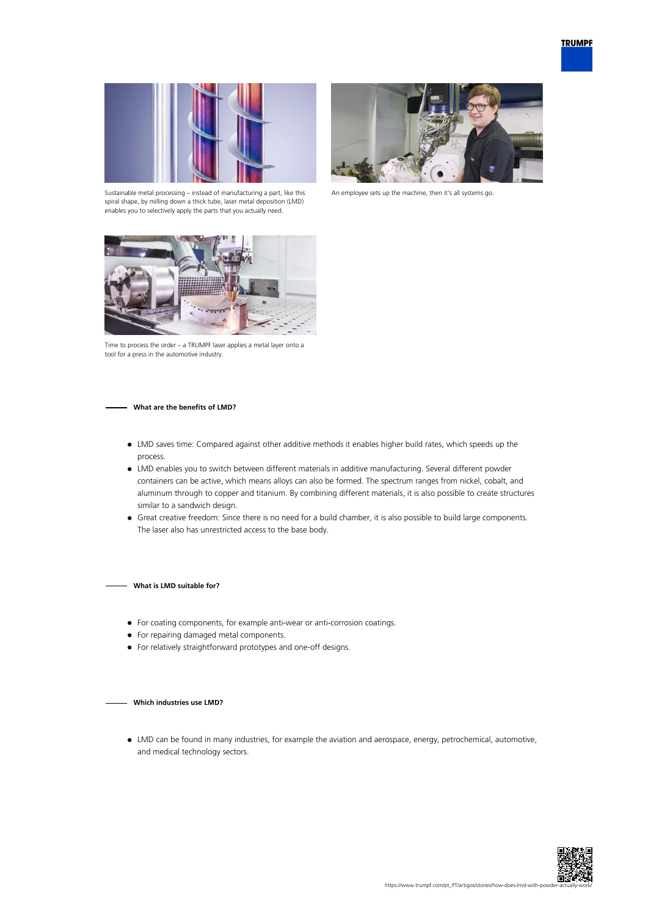Sustainable metal processing – instead of manufacturing a part, like this spiral shape, by milling down a thick tube, laser metal deposition (LMD) enables you to selectively apply the parts that you actually need.

An employee sets up the machine, then it's all systems go.

Time to process the order – a TRUMPF laser applies a metal layer onto a tool for a press in the automotive industry.

### What are the benefits of LMD?

- LMD saves time: Compared against other additive methods it enables higher build rates, which speeds up the process.
- LMD enables you to switch between different materials in additive manufacturing. Several different powder containers can be active, which means alloys can also be formed. The spectrum ranges from nickel, cobalt, and aluminum through to copper and titanium. By combining different materials, it is also possible to create structures similar to a sandwich design.
- Great creative freedom: Since there is no need for a build chamber, it is also possible to build large components. The laser also has unrestricted access to the base body.

### What is LMD suitable for?

- For coating components, for example anti-wear or anti-corrosion coatings.
- For repairing damaged metal components.
- For relatively straightforward prototypes and one-off designs.

### Which industries use LMD?

- LMD can be found in many industries, for example the aviation and aerospace, energy, petrochemical, automotive, and medical technology sectors.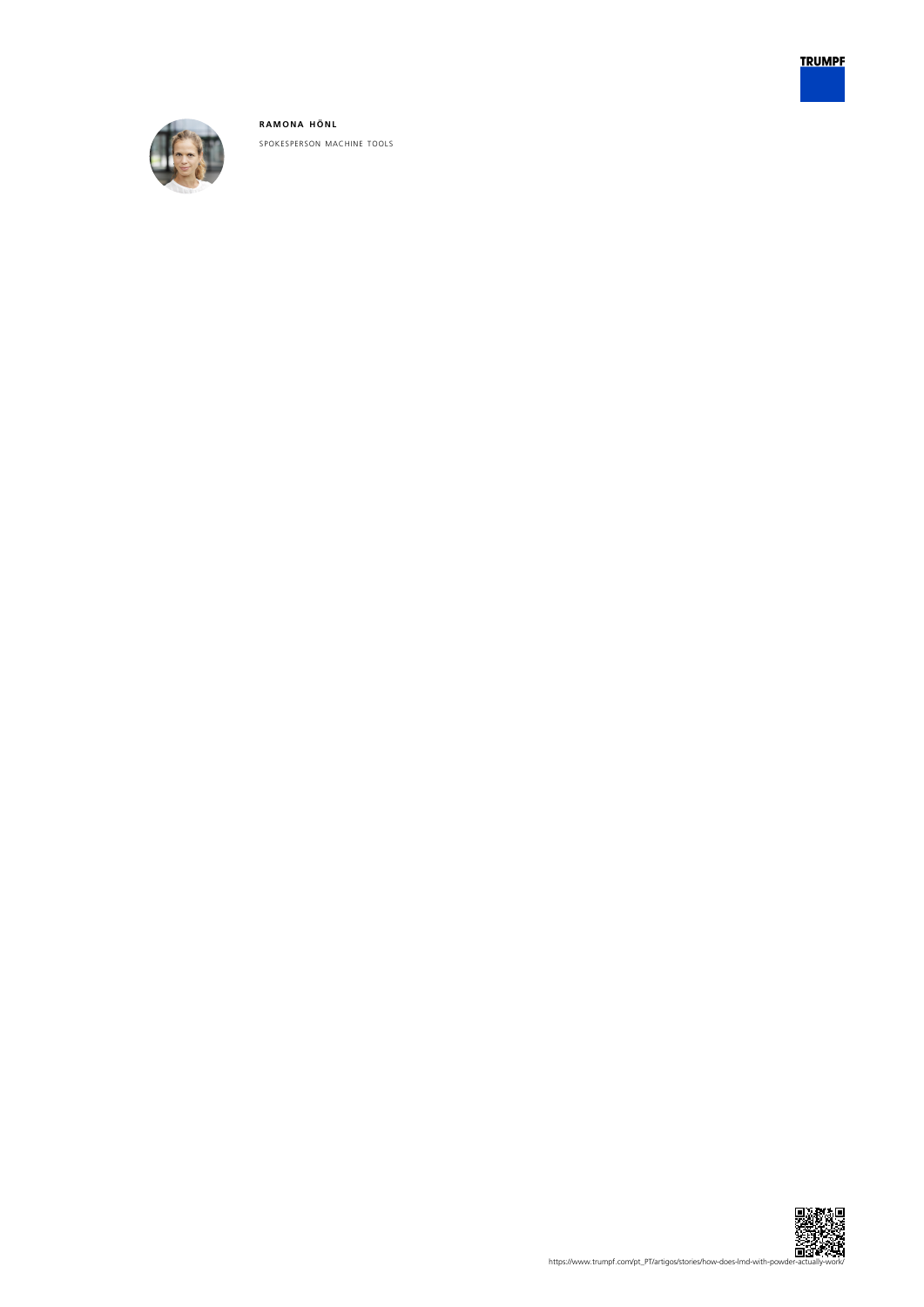**RAMONA HÖNL**

SPOKESPERSON MACHINE TOOLS

https://www.trumpf.com/pt_PT/artigos/stories/how-does-lmd-with-powder-actually-work/